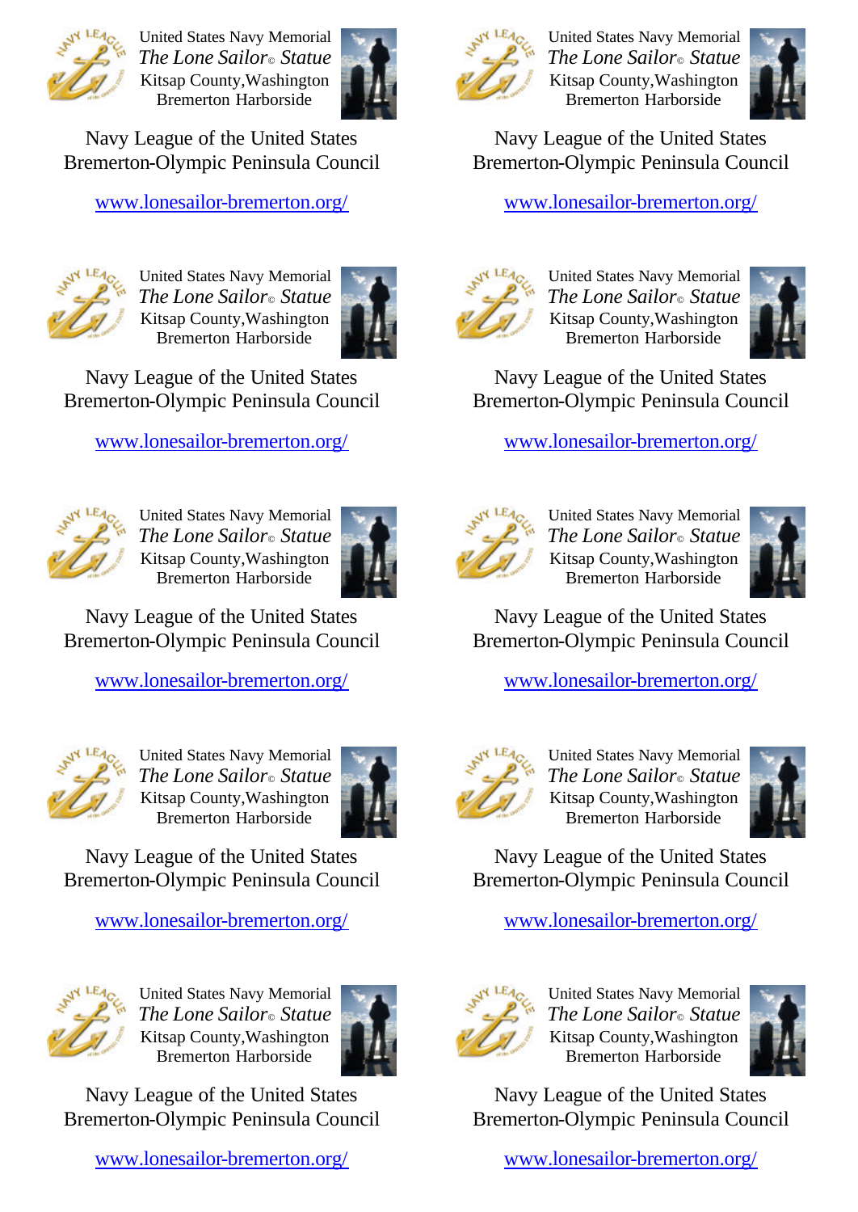United States Navy Memorial
*The Lone Sailor© Statue*
Kitsap County,Washington
Bremerton Harborside

Navy League of the United States
Bremerton-Olympic Peninsula Council

www.lonesailor-bremerton.org/

United States Navy Memorial
*The Lone Sailor© Statue*
Kitsap County,Washington
Bremerton Harborside

Navy League of the United States
Bremerton-Olympic Peninsula Council

www.lonesailor-bremerton.org/

United States Navy Memorial
*The Lone Sailor© Statue*
Kitsap County,Washington
Bremerton Harborside

Navy League of the United States
Bremerton-Olympic Peninsula Council

www.lonesailor-bremerton.org/

United States Navy Memorial
*The Lone Sailor© Statue*
Kitsap County,Washington
Bremerton Harborside

Navy League of the United States
Bremerton-Olympic Peninsula Council

www.lonesailor-bremerton.org/

United States Navy Memorial
*The Lone Sailor© Statue*
Kitsap County,Washington
Bremerton Harborside

Navy League of the United States
Bremerton-Olympic Peninsula Council

www.lonesailor-bremerton.org/

United States Navy Memorial
*The Lone Sailor© Statue*
Kitsap County,Washington
Bremerton Harborside

Navy League of the United States
Bremerton-Olympic Peninsula Council

www.lonesailor-bremerton.org/

United States Navy Memorial
*The Lone Sailor© Statue*
Kitsap County,Washington
Bremerton Harborside

Navy League of the United States
Bremerton-Olympic Peninsula Council

www.lonesailor-bremerton.org/

United States Navy Memorial
*The Lone Sailor© Statue*
Kitsap County,Washington
Bremerton Harborside

Navy League of the United States
Bremerton-Olympic Peninsula Council

www.lonesailor-bremerton.org/

United States Navy Memorial
*The Lone Sailor© Statue*
Kitsap County,Washington
Bremerton Harborside

Navy League of the United States
Bremerton-Olympic Peninsula Council

www.lonesailor-bremerton.org/

United States Navy Memorial
*The Lone Sailor© Statue*
Kitsap County,Washington
Bremerton Harborside

Navy League of the United States
Bremerton-Olympic Peninsula Council

www.lonesailor-bremerton.org/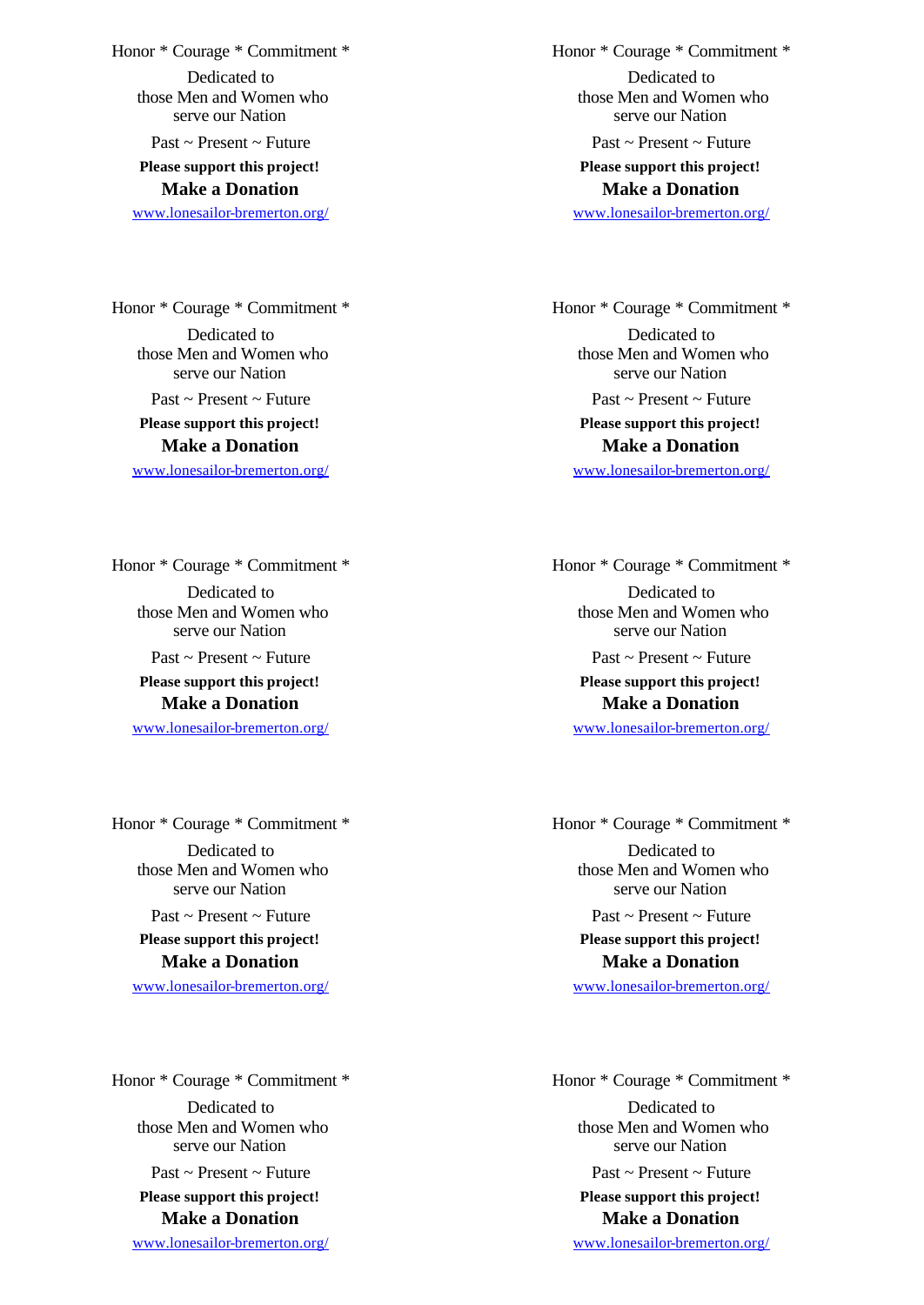Honor * Courage * Commitment *

Dedicated to
those Men and Women who
serve our Nation

Past ~ Present ~ Future

**Please support this project!**

**Make a Donation**

[www.lonesailor-bremerton.org/](http://www.lonesailor-bremerton.org/)

Honor * Courage * Commitment *

Dedicated to
those Men and Women who
serve our Nation

Past ~ Present ~ Future

**Please support this project!**

**Make a Donation**

[www.lonesailor-bremerton.org/](http://www.lonesailor-bremerton.org/)

Honor * Courage * Commitment *

Dedicated to
those Men and Women who
serve our Nation

Past ~ Present ~ Future

**Please support this project!**

**Make a Donation**

[www.lonesailor-bremerton.org/](http://www.lonesailor-bremerton.org/)

Honor * Courage * Commitment *

Dedicated to
those Men and Women who
serve our Nation

Past ~ Present ~ Future

**Please support this project!**

**Make a Donation**

[www.lonesailor-bremerton.org/](http://www.lonesailor-bremerton.org/)

Honor * Courage * Commitment *

Dedicated to
those Men and Women who
serve our Nation

Past ~ Present ~ Future

**Please support this project!**

**Make a Donation**

[www.lonesailor-bremerton.org/](http://www.lonesailor-bremerton.org/)

Honor * Courage * Commitment *

Dedicated to
those Men and Women who
serve our Nation

Past ~ Present ~ Future

**Please support this project!**

**Make a Donation**

[www.lonesailor-bremerton.org/](http://www.lonesailor-bremerton.org/)

Honor * Courage * Commitment *

Dedicated to
those Men and Women who
serve our Nation

Past ~ Present ~ Future

**Please support this project!**

**Make a Donation**

[www.lonesailor-bremerton.org/](http://www.lonesailor-bremerton.org/)

Honor * Courage * Commitment *

Dedicated to
those Men and Women who
serve our Nation

Past ~ Present ~ Future

**Please support this project!**

**Make a Donation**

[www.lonesailor-bremerton.org/](http://www.lonesailor-bremerton.org/)

Honor * Courage * Commitment *

Dedicated to
those Men and Women who
serve our Nation

Past ~ Present ~ Future

**Please support this project!**

**Make a Donation**

[www.lonesailor-bremerton.org/](http://www.lonesailor-bremerton.org/)

Honor * Courage * Commitment *

Dedicated to
those Men and Women who
serve our Nation

Past ~ Present ~ Future

**Please support this project!**

**Make a Donation**

[www.lonesailor-bremerton.org/](http://www.lonesailor-bremerton.org/)